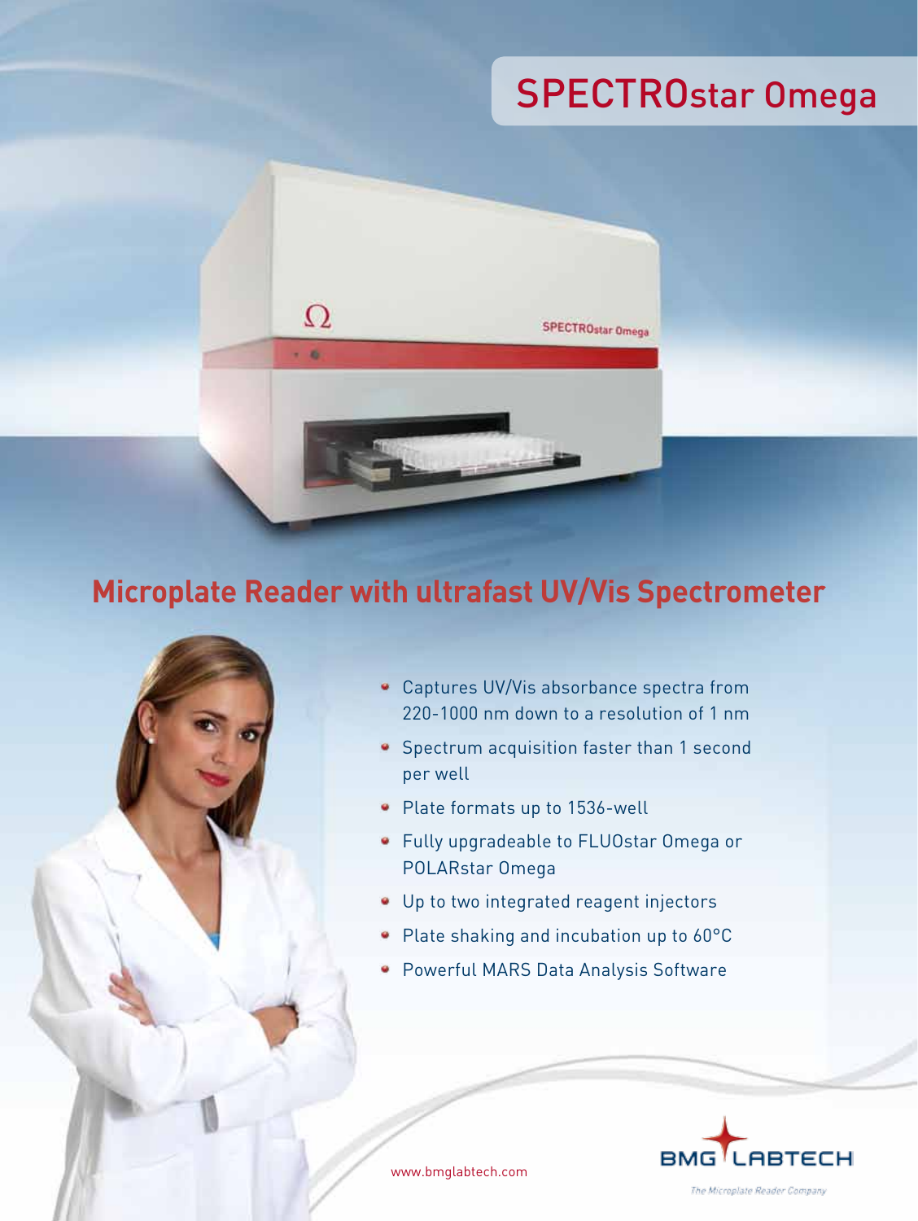# SPECTROstar Omega

## Microplate Reader with ultrafast UV/Vis Spectrometer

- Captures UV/Vis absorbance spectra from 220-1000 nm down to a resolution of 1 nm
- Spectrum acquisition faster than 1 second per well
- Plate formats up to 1536-well
- Fully upgradeable to FLUOstar Omega or POLARstar Omega
- Up to two integrated reagent injectors
- Plate shaking and incubation up to 60°C
- Powerful MARS Data Analysis Software

www.bmglabtech.com

BMG LABTECH

*The Microplate Reader Company*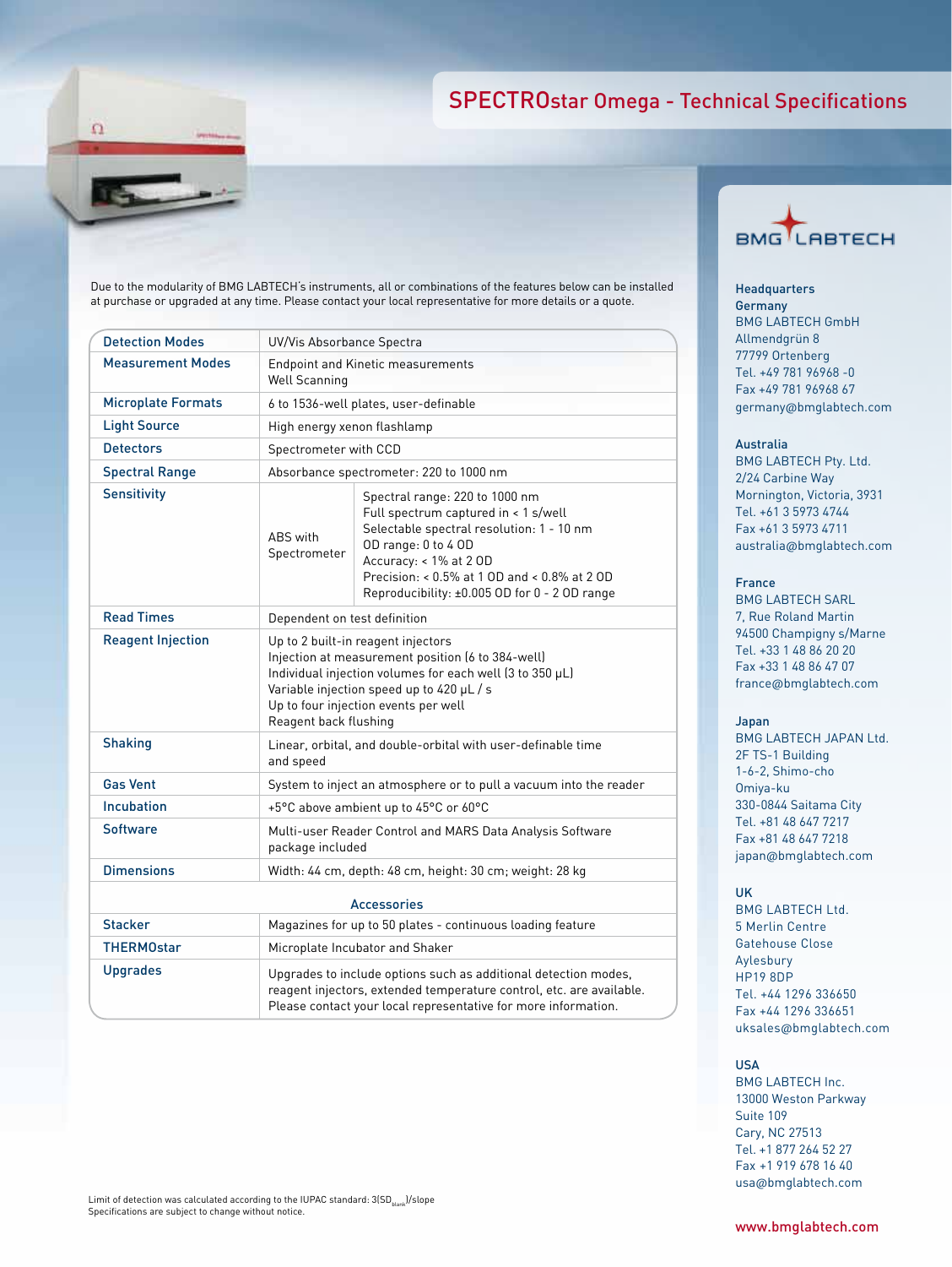# SPECTROstar Omega - Technical Specifications

Due to the modularity of BMG LABTECH's instruments, all or combinations of the features below can be installed at purchase or upgraded at any time. Please contact your local representative for more details or a quote.

| | | |
|---|---|---|
| Detection Modes | UV/Vis Absorbance Spectra | |
| Measurement Modes | Endpoint and Kinetic measurements<br>Well Scanning | |
| Microplate Formats | 6 to 1536-well plates, user-definable | |
| Light Source | High energy xenon flashlamp | |
| Detectors | Spectrometer with CCD | |
| Spectral Range | Absorbance spectrometer: 220 to 1000 nm | |
| Sensitivity | ABS with Spectrometer | Spectral range: 220 to 1000 nm<br>Full spectrum captured in < 1 s/well<br>Selectable spectral resolution: 1 - 10 nm<br>OD range: 0 to 4 OD<br>Accuracy: < 1% at 2 OD<br>Precision: < 0.5% at 1 OD and < 0.8% at 2 OD<br>Reproducibility: ±0.005 OD for 0 - 2 OD range |
| Read Times | Dependent on test definition | |
| Reagent Injection | Up to 2 built-in reagent injectors<br>Injection at measurement position (6 to 384-well)<br>Individual injection volumes for each well (3 to 350 µL)<br>Variable injection speed up to 420 µL / s<br>Up to four injection events per well<br>Reagent back flushing | |
| Shaking | Linear, orbital, and double-orbital with user-definable time and speed | |
| Gas Vent | System to inject an atmosphere or to pull a vacuum into the reader | |
| Incubation | +5°C above ambient up to 45°C or 60°C | |
| Software | Multi-user Reader Control and MARS Data Analysis Software package included | |
| Dimensions | Width: 44 cm, depth: 48 cm, height: 30 cm; weight: 28 kg | |
| **Accessories** | | |
| Stacker | Magazines for up to 50 plates - continuous loading feature | |
| THERMOstar | Microplate Incubator and Shaker | |
| Upgrades | Upgrades to include options such as additional detection modes, reagent injectors, extended temperature control, etc. are available. Please contact your local representative for more information. | |

Limit of detection was calculated according to the IUPAC standard: $3(SD_{blank})/slope$
Specifications are subject to change without notice.

BMG LABTECH

**Headquarters Germany**
BMG LABTECH GmbH
Allmendgrün 8
77799 Ortenberg
Tel. +49 781 96968 -0
Fax +49 781 96968 67
germany@bmglabtech.com

**Australia**
BMG LABTECH Pty. Ltd.
2/24 Carbine Way
Mornington, Victoria, 3931
Tel. +61 3 5973 4744
Fax +61 3 5973 4711
australia@bmglabtech.com

**France**
BMG LABTECH SARL
7, Rue Roland Martin
94500 Champigny s/Marne
Tel. +33 1 48 86 20 20
Fax +33 1 48 86 47 07
france@bmglabtech.com

**Japan**
BMG LABTECH JAPAN Ltd.
2F TS-1 Building
1-6-2, Shimo-cho
Omiya-ku
330-0844 Saitama City
Tel. +81 48 647 7217
Fax +81 48 647 7218
japan@bmglabtech.com

**UK**
BMG LABTECH Ltd.
5 Merlin Centre
Gatehouse Close
Aylesbury
HP19 8DP
Tel. +44 1296 336650
Fax +44 1296 336651
uksales@bmglabtech.com

**USA**
BMG LABTECH Inc.
13000 Weston Parkway
Suite 109
Cary, NC 27513
Tel. +1 877 264 52 27
Fax +1 919 678 16 40
usa@bmglabtech.com

www.bmglabtech.com